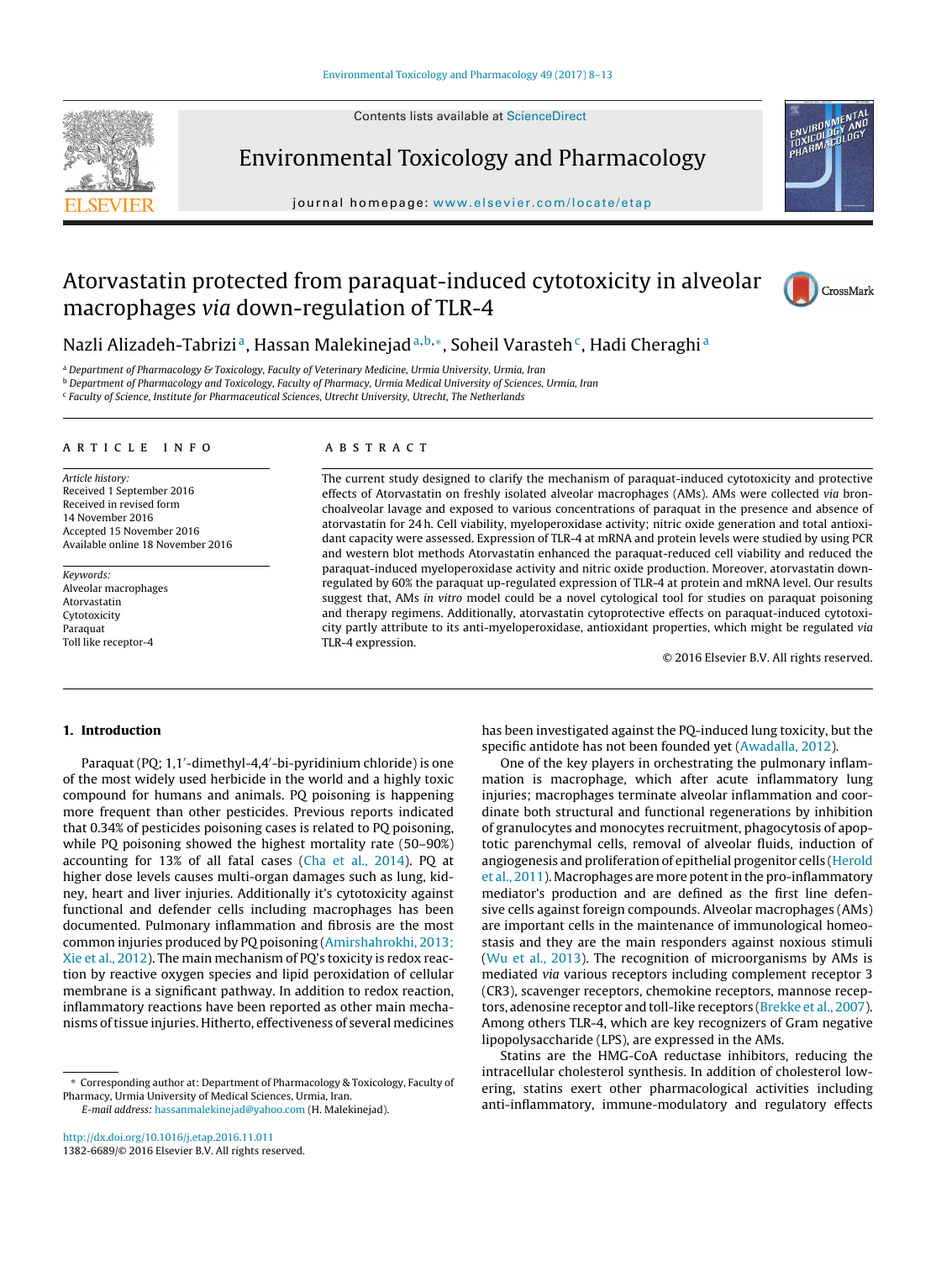# Atorvastatin protected from paraquat-induced cytotoxicity in alveolar macrophages *via* down-regulation of TLR-4

Nazli Alizadeh-Tabrizi[a], Hassan Malekinejad[a,b,*], Soheil Varasteh[c], Hadi Cheraghi[a]

[a] Department of Pharmacology & Toxicology, Faculty of Veterinary Medicine, Urmia University, Urmia, Iran
[b] Department of Pharmacology and Toxicology, Faculty of Pharmacy, Urmia Medical University of Sciences, Urmia, Iran
[c] Faculty of Science, Institute for Pharmaceutical Sciences, Utrecht University, Utrecht, The Netherlands

## ARTICLE INFO

*Article history:*
Received 1 September 2016
Received in revised form
14 November 2016
Accepted 15 November 2016
Available online 18 November 2016

*Keywords:*
Alveolar macrophages
Atorvastatin
Cytotoxicity
Paraquat
Toll like receptor-4

## ABSTRACT

The current study designed to clarify the mechanism of paraquat-induced cytotoxicity and protective effects of Atorvastatin on freshly isolated alveolar macrophages (AMs). AMs were collected *via* bronchoalveolar lavage and exposed to various concentrations of paraquat in the presence and absence of atorvastatin for 24 h. Cell viability, myeloperoxidase activity; nitric oxide generation and total antioxidant capacity were assessed. Expression of TLR-4 at mRNA and protein levels were studied by using PCR and western blot methods Atorvastatin enhanced the paraquat-reduced cell viability and reduced the paraquat-induced myeloperoxidase activity and nitric oxide production. Moreover, atorvastatin down-regulated by 60% the paraquat up-regulated expression of TLR-4 at protein and mRNA level. Our results suggest that, AMs *in vitro* model could be a novel cytological tool for studies on paraquat poisoning and therapy regimens. Additionally, atorvastatin cytoprotective effects on paraquat-induced cytotoxicity partly attribute to its anti-myeloperoxidase, antioxidant properties, which might be regulated *via* TLR-4 expression.

© 2016 Elsevier B.V. All rights reserved.

## 1. Introduction

Paraquat (PQ; 1,1′-dimethyl-4,4′-bi-pyridinium chloride) is one of the most widely used herbicide in the world and a highly toxic compound for humans and animals. PQ poisoning is happening more frequent than other pesticides. Previous reports indicated that 0.34% of pesticides poisoning cases is related to PQ poisoning, while PQ poisoning showed the highest mortality rate (50–90%) accounting for 13% of all fatal cases (Cha et al., 2014). PQ at higher dose levels causes multi-organ damages such as lung, kidney, heart and liver injuries. Additionally it's cytotoxicity against functional and defender cells including macrophages has been documented. Pulmonary inflammation and fibrosis are the most common injuries produced by PQ poisoning (Amirshahrokhi, 2013; Xie et al., 2012). The main mechanism of PQ's toxicity is redox reaction by reactive oxygen species and lipid peroxidation of cellular membrane is a significant pathway. In addition to redox reaction, inflammatory reactions have been reported as other main mechanisms of tissue injuries. Hitherto, effectiveness of several medicines has been investigated against the PQ-induced lung toxicity, but the specific antidote has not been founded yet (Awadalla, 2012).

One of the key players in orchestrating the pulmonary inflammation is macrophage, which after acute inflammatory lung injuries; macrophages terminate alveolar inflammation and coordinate both structural and functional regenerations by inhibition of granulocytes and monocytes recruitment, phagocytosis of apoptotic parenchymal cells, removal of alveolar fluids, induction of angiogenesis and proliferation of epithelial progenitor cells (Herold et al., 2011). Macrophages are more potent in the pro-inflammatory mediator's production and are defined as the first line defensive cells against foreign compounds. Alveolar macrophages (AMs) are important cells in the maintenance of immunological homeostasis and they are the main responders against noxious stimuli (Wu et al., 2013). The recognition of microorganisms by AMs is mediated *via* various receptors including complement receptor 3 (CR3), scavenger receptors, chemokine receptors, mannose receptors, adenosine receptor and toll-like receptors (Brekke et al., 2007). Among others TLR-4, which are key recognizers of Gram negative lipopolysaccharide (LPS), are expressed in the AMs.

Statins are the HMG-CoA reductase inhibitors, reducing the intracellular cholesterol synthesis. In addition of cholesterol lowering, statins exert other pharmacological activities including anti-inflammatory, immune-modulatory and regulatory effects

* Corresponding author at: Department of Pharmacology & Toxicology, Faculty of Pharmacy, Urmia University of Medical Sciences, Urmia, Iran.
*E-mail address:* hassanmalekinejad@yahoo.com (H. Malekinejad).

http://dx.doi.org/10.1016/j.etap.2016.11.011
1382-6689/© 2016 Elsevier B.V. All rights reserved.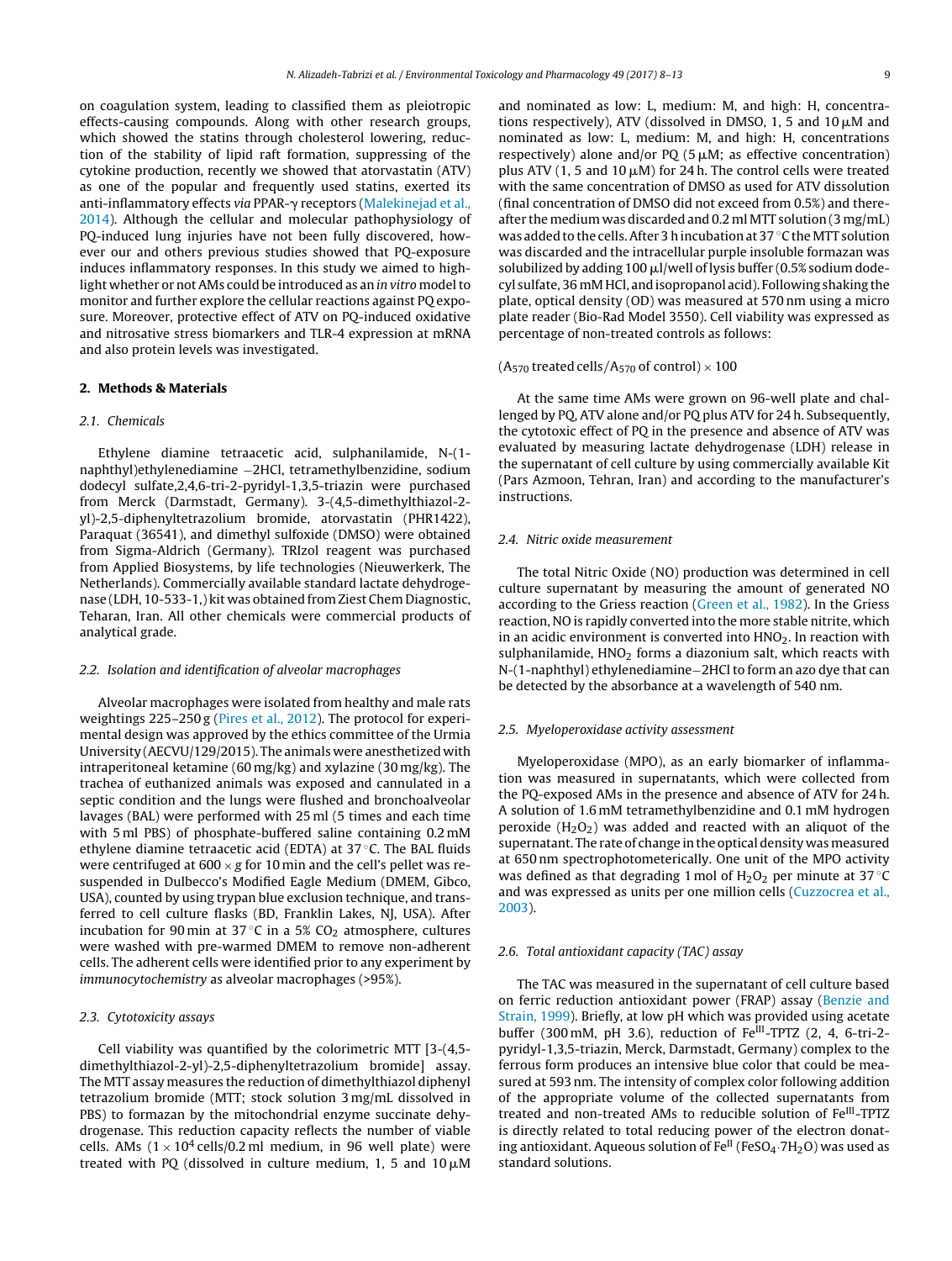on coagulation system, leading to classified them as pleiotropic effects-causing compounds. Along with other research groups, which showed the statins through cholesterol lowering, reduction of the stability of lipid raft formation, suppressing of the cytokine production, recently we showed that atorvastatin (ATV) as one of the popular and frequently used statins, exerted its anti-inflammatory effects *via* PPAR-$\gamma$ receptors (Malekinejad et al., 2014). Although the cellular and molecular pathophysiology of PQ-induced lung injuries have not been fully discovered, however our and others previous studies showed that PQ-exposure induces inflammatory responses. In this study we aimed to highlight whether or not AMs could be introduced as an *in vitro* model to monitor and further explore the cellular reactions against PQ exposure. Moreover, protective effect of ATV on PQ-induced oxidative and nitrosative stress biomarkers and TLR-4 expression at mRNA and also protein levels was investigated.

## 2. Methods & Materials

### 2.1. Chemicals

Ethylene diamine tetraacetic acid, sulphanilamide, N-(1-naphthyl)ethylenediamine −2HCl, tetramethylbenzidine, sodium dodecyl sulfate,2,4,6-tri-2-pyridyl-1,3,5-triazin were purchased from Merck (Darmstadt, Germany). 3-(4,5-dimethylthiazol-2-yl)-2,5-diphenyltetrazolium bromide, atorvastatin (PHR1422), Paraquat (36541), and dimethyl sulfoxide (DMSO) were obtained from Sigma-Aldrich (Germany). TRIzol reagent was purchased from Applied Biosystems, by life technologies (Nieuwerkerk, The Netherlands). Commercially available standard lactate dehydrogenase (LDH, 10-533-1,) kit was obtained from Ziest Chem Diagnostic, Teharan, Iran. All other chemicals were commercial products of analytical grade.

### 2.2. Isolation and identification of alveolar macrophages

Alveolar macrophages were isolated from healthy and male rats weightings 225–250 g (Pires et al., 2012). The protocol for experimental design was approved by the ethics committee of the Urmia University (AECVU/129/2015). The animals were anesthetized with intraperitoneal ketamine (60 mg/kg) and xylazine (30 mg/kg). The trachea of euthanized animals was exposed and cannulated in a septic condition and the lungs were flushed and bronchoalveolar lavages (BAL) were performed with 25 ml (5 times and each time with 5 ml PBS) of phosphate-buffered saline containing 0.2 mM ethylene diamine tetraacetic acid (EDTA) at 37 °C. The BAL fluids were centrifuged at 600 × *g* for 10 min and the cell's pellet was resuspended in Dulbecco's Modified Eagle Medium (DMEM, Gibco, USA), counted by using trypan blue exclusion technique, and transferred to cell culture flasks (BD, Franklin Lakes, NJ, USA). After incubation for 90 min at 37 °C in a 5% $CO_2$ atmosphere, cultures were washed with pre-warmed DMEM to remove non-adherent cells. The adherent cells were identified prior to any experiment by *immunocytochemistry* as alveolar macrophages (>95%).

### 2.3. Cytotoxicity assays

Cell viability was quantified by the colorimetric MTT [3-(4,5-dimethylthiazol-2-yl)-2,5-diphenyltetrazolium bromide] assay. The MTT assay measures the reduction of dimethylthiazol diphenyl tetrazolium bromide (MTT; stock solution 3 mg/mL dissolved in PBS) to formazan by the mitochondrial enzyme succinate dehydrogenase. This reduction capacity reflects the number of viable cells. AMs ($1 \times 10^4$ cells/0.2 ml medium, in 96 well plate) were treated with PQ (dissolved in culture medium, 1, 5 and 10 μM and nominated as low: L, medium: M, and high: H, concentrations respectively), ATV (dissolved in DMSO, 1, 5 and 10 μM and nominated as low: L, medium: M, and high: H, concentrations respectively) alone and/or PQ (5 μM; as effective concentration) plus ATV (1, 5 and 10 μM) for 24 h. The control cells were treated with the same concentration of DMSO as used for ATV dissolution (final concentration of DMSO did not exceed from 0.5%) and thereafter the medium was discarded and 0.2 ml MTT solution (3 mg/mL) was added to the cells. After 3 h incubation at 37 °C the MTT solution was discarded and the intracellular purple insoluble formazan was solubilized by adding 100 μl/well of lysis buffer (0.5% sodium dodecyl sulfate, 36 mM HCl, and isopropanol acid). Following shaking the plate, optical density (OD) was measured at 570 nm using a micro plate reader (Bio-Rad Model 3550). Cell viability was expressed as percentage of non-treated controls as follows:

$$(A_{570}\ \text{treated cells}/A_{570}\ \text{of control}) \times 100$$

At the same time AMs were grown on 96-well plate and challenged by PQ, ATV alone and/or PQ plus ATV for 24 h. Subsequently, the cytotoxic effect of PQ in the presence and absence of ATV was evaluated by measuring lactate dehydrogenase (LDH) release in the supernatant of cell culture by using commercially available Kit (Pars Azmoon, Tehran, Iran) and according to the manufacturer's instructions.

### 2.4. Nitric oxide measurement

The total Nitric Oxide (NO) production was determined in cell culture supernatant by measuring the amount of generated NO according to the Griess reaction (Green et al., 1982). In the Griess reaction, NO is rapidly converted into the more stable nitrite, which in an acidic environment is converted into $HNO_2$. In reaction with sulphanilamide, $HNO_2$ forms a diazonium salt, which reacts with N-(1-naphthyl) ethylenediamine−2HCl to form an azo dye that can be detected by the absorbance at a wavelength of 540 nm.

### 2.5. Myeloperoxidase activity assessment

Myeloperoxidase (MPO), as an early biomarker of inflammation was measured in supernatants, which were collected from the PQ-exposed AMs in the presence and absence of ATV for 24 h. A solution of 1.6 mM tetramethylbenzidine and 0.1 mM hydrogen peroxide ($H_2O_2$) was added and reacted with an aliquot of the supernatant. The rate of change in the optical density was measured at 650 nm spectrophotometerically. One unit of the MPO activity was defined as that degrading 1 mol of $H_2O_2$ per minute at 37 °C and was expressed as units per one million cells (Cuzzocrea et al., 2003).

### 2.6. Total antioxidant capacity (TAC) assay

The TAC was measured in the supernatant of cell culture based on ferric reduction antioxidant power (FRAP) assay (Benzie and Strain, 1999). Briefly, at low pH which was provided using acetate buffer (300 mM, pH 3.6), reduction of $Fe^{III}$-TPTZ (2, 4, 6-tri-2-pyridyl-1,3,5-triazin, Merck, Darmstadt, Germany) complex to the ferrous form produces an intensive blue color that could be measured at 593 nm. The intensity of complex color following addition of the appropriate volume of the collected supernatants from treated and non-treated AMs to reducible solution of $Fe^{III}$-TPTZ is directly related to total reducing power of the electron donating antioxidant. Aqueous solution of $Fe^{II}$ ($FeSO_4 \cdot 7H_2O$) was used as standard solutions.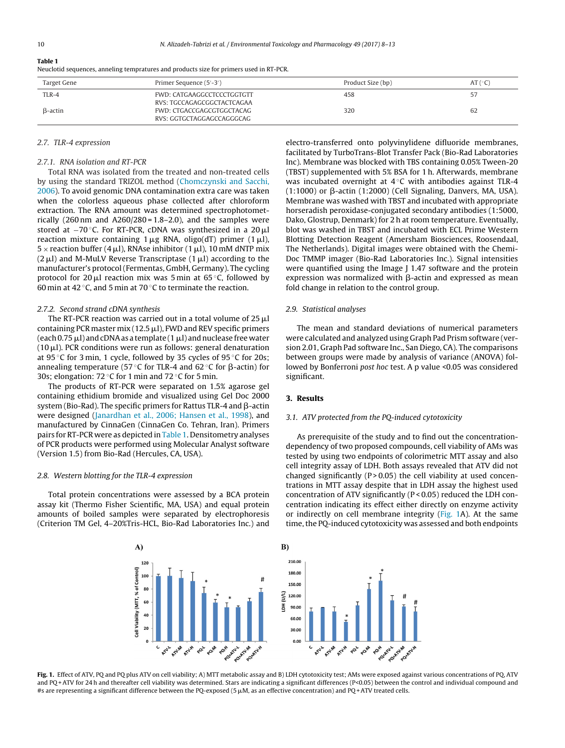**Table 1**
Neuclotid sequences, anneling tempratures and products size for primers used in RT-PCR.

| Target Gene | Primer Sequence (5′-3′) | Product Size (bp) | AT (°C) |
|---|---|---|---|
| TLR-4 | FWD: CATGAAGGCCTCCCTGGTGTT<br>RVS: TGCCAGAGCGGCTACTCAGAA | 458 | 57 |
| β-actin | FWD: CTGACCGAGCGTGGCTACAG<br>RVS: GGTGCTAGGAGCCAGGGCAG | 320 | 62 |

### 2.7. TLR-4 expression

#### 2.7.1. RNA isolation and RT-PCR

Total RNA was isolated from the treated and non-treated cells by using the standard TRIZOL method (Chomczynski and Sacchi, 2006). To avoid genomic DNA contamination extra care was taken when the colorless aqueous phase collected after chloroform extraction. The RNA amount was determined spectrophotometrically (260 nm and A260/280 = 1.8–2.0), and the samples were stored at −70 °C. For RT-PCR, cDNA was synthesized in a 20 μl reaction mixture containing 1 μg RNA, oligo(dT) primer (1 μl), 5 × reaction buffer (4 μl), RNAse inhibitor (1 μl), 10 mM dNTP mix (2 μl) and M-MuLV Reverse Transcriptase (1 μl) according to the manufacturer's protocol (Fermentas, GmbH, Germany). The cycling protocol for 20 μl reaction mix was 5 min at 65 °C, followed by 60 min at 42 °C, and 5 min at 70 °C to terminate the reaction.

#### 2.7.2. Second strand cDNA synthesis

The RT-PCR reaction was carried out in a total volume of 25 μl containing PCR master mix (12.5 μl), FWD and REV specific primers (each 0.75 μl) and cDNA as a template (1 μl) and nuclease free water (10 μl). PCR conditions were run as follows: general denaturation at 95 °C for 3 min, 1 cycle, followed by 35 cycles of 95 °C for 20s; annealing temperature (57 °C for TLR-4 and 62 °C for β-actin) for 30s; elongation: 72 °C for 1 min and 72 °C for 5 min.

The products of RT-PCR were separated on 1.5% agarose gel containing ethidium bromide and visualized using Gel Doc 2000 system (Bio-Rad). The specific primers for Rattus TLR-4 and β-actin were designed (Janardhan et al., 2006; Hansen et al., 1998), and manufactured by CinnaGen (CinnaGen Co. Tehran, Iran). Primers pairs for RT-PCR were as depicted in Table 1. Densitometry analyses of PCR products were performed using Molecular Analyst software (Version 1.5) from Bio-Rad (Hercules, CA, USA).

### 2.8. Western blotting for the TLR-4 expression

Total protein concentrations were assessed by a BCA protein assay kit (Thermo Fisher Scientific, MA, USA) and equal protein amounts of boiled samples were separated by electrophoresis (Criterion TM Gel, 4–20%Tris-HCL, Bio-Rad Laboratories Inc.) and electro-transferred onto polyvinylidene difluoride membranes, facilitated by TurboTrans-Blot Transfer Pack (Bio-Rad Laboratories Inc). Membrane was blocked with TBS containing 0.05% Tween-20 (TBST) supplemented with 5% BSA for 1 h. Afterwards, membrane was incubated overnight at 4 °C with antibodies against TLR-4 (1:1000) or β-actin (1:2000) (Cell Signaling, Danvers, MA, USA). Membrane was washed with TBST and incubated with appropriate horseradish peroxidase-conjugated secondary antibodies (1:5000, Dako, Glostrup, Denmark) for 2 h at room temperature. Eventually, blot was washed in TBST and incubated with ECL Prime Western Blotting Detection Reagent (Amersham Biosciences, Roosendaal, The Netherlands). Digital images were obtained with the Chemi-Doc TMMP imager (Bio-Rad Laboratories Inc.). Signal intensities were quantified using the Image J 1.47 software and the protein expression was normalized with β-actin and expressed as mean fold change in relation to the control group.

### 2.9. Statistical analyses

The mean and standard deviations of numerical parameters were calculated and analyzed using Graph Pad Prism software (version 2.01, Graph Pad software Inc., San Diego, CA). The comparisons between groups were made by analysis of variance (ANOVA) followed by Bonferroni *post hoc* test. A p value <0.05 was considered significant.

## 3. Results

### 3.1. ATV protected from the PQ-induced cytotoxicity

As prerequisite of the study and to find out the concentration-dependency of two proposed compounds, cell viability of AMs was tested by using two endpoints of colorimetric MTT assay and also cell integrity assay of LDH. Both assays revealed that ATV did not changed significantly ($P > 0.05$) the cell viability at used concentrations in MTT assay despite that in LDH assay the highest used concentration of ATV significantly ($P < 0.05$) reduced the LDH concentration indicating its effect either directly on enzyme activity or indirectly on cell membrane integrity (Fig. 1A). At the same time, the PQ-induced cytotoxicity was assessed and both endpoints

**Fig. 1.** Effect of ATV, PQ and PQ plus ATV on cell viability; A) MTT metabolic assay and B) LDH cytotoxicity test; AMs were exposed against various concentrations of PQ, ATV and PQ + ATV for 24 h and thereafter cell viability was determined. Stars are indicating a significant differences (P<0.05) between the control and individual compound and #s are representing a significant difference between the PQ-exposed (5 μM, as an effective concentration) and PQ + ATV treated cells.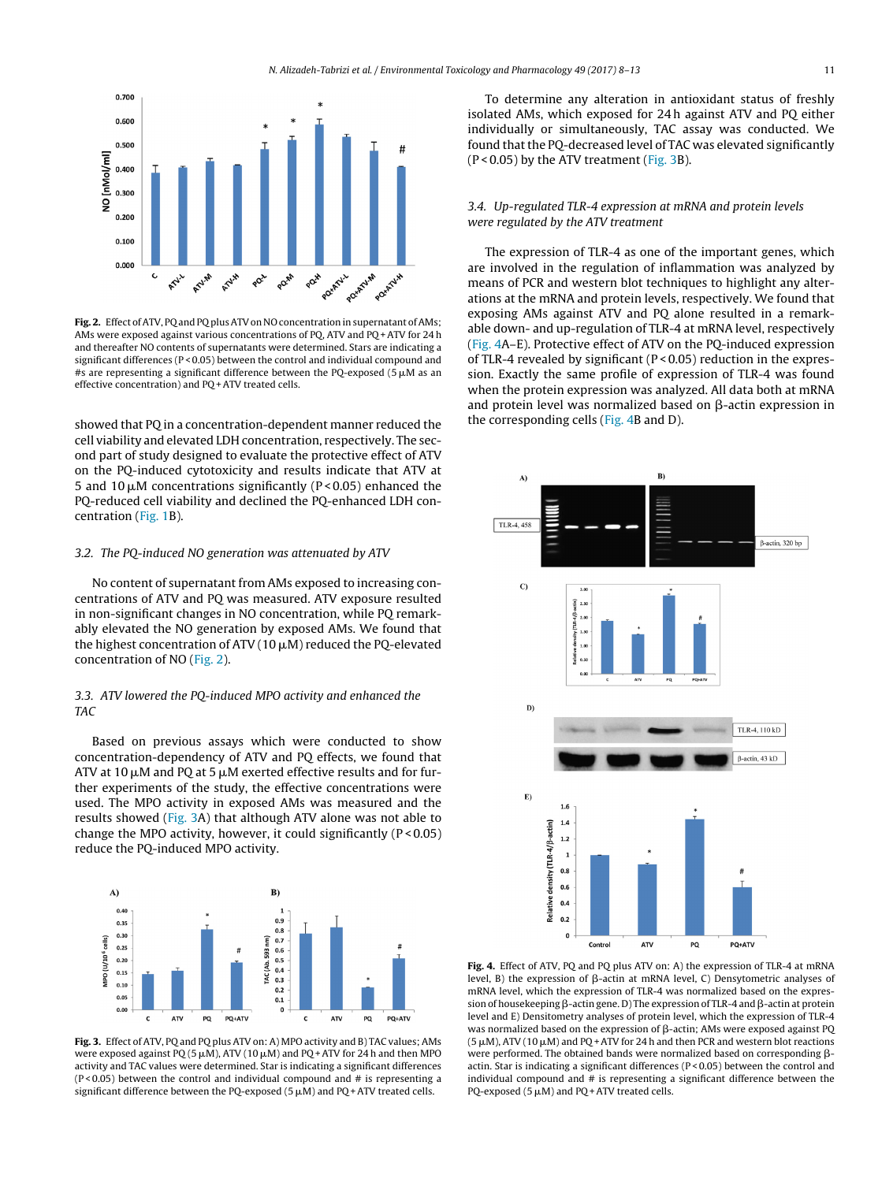**Fig. 2.** Effect of ATV, PQ and PQ plus ATV on NO concentration in supernatant of AMs; AMs were exposed against various concentrations of PQ, ATV and PQ + ATV for 24 h and thereafter NO contents of supernatants were determined. Stars are indicating a significant differences (P < 0.05) between the control and individual compound and #s are representing a significant difference between the PQ-exposed (5 μM as an effective concentration) and PQ + ATV treated cells.

showed that PQ in a concentration-dependent manner reduced the cell viability and elevated LDH concentration, respectively. The second part of study designed to evaluate the protective effect of ATV on the PQ-induced cytotoxicity and results indicate that ATV at 5 and 10 μM concentrations significantly (P < 0.05) enhanced the PQ-reduced cell viability and declined the PQ-enhanced LDH concentration (Fig. 1B).

### 3.2. The PQ-induced NO generation was attenuated by ATV

No content of supernatant from AMs exposed to increasing concentrations of ATV and PQ was measured. ATV exposure resulted in non-significant changes in NO concentration, while PQ remarkably elevated the NO generation by exposed AMs. We found that the highest concentration of ATV (10 μM) reduced the PQ-elevated concentration of NO (Fig. 2).

### 3.3. ATV lowered the PQ-induced MPO activity and enhanced the TAC

Based on previous assays which were conducted to show concentration-dependency of ATV and PQ effects, we found that ATV at 10 μM and PQ at 5 μM exerted effective results and for further experiments of the study, the effective concentrations were used. The MPO activity in exposed AMs was measured and the results showed (Fig. 3A) that although ATV alone was not able to change the MPO activity, however, it could significantly (P < 0.05) reduce the PQ-induced MPO activity.

**Fig. 3.** Effect of ATV, PQ and PQ plus ATV on: A) MPO activity and B) TAC values; AMs were exposed against PQ (5 μM), ATV (10 μM) and PQ + ATV for 24 h and then MPO activity and TAC values were determined. Star is indicating a significant differences (P < 0.05) between the control and individual compound and # is representing a significant difference between the PQ-exposed (5 μM) and PQ + ATV treated cells.

To determine any alteration in antioxidant status of freshly isolated AMs, which exposed for 24 h against ATV and PQ either individually or simultaneously, TAC assay was conducted. We found that the PQ-decreased level of TAC was elevated significantly (P < 0.05) by the ATV treatment (Fig. 3B).

### 3.4. Up-regulated TLR-4 expression at mRNA and protein levels were regulated by the ATV treatment

The expression of TLR-4 as one of the important genes, which are involved in the regulation of inflammation was analyzed by means of PCR and western blot techniques to highlight any alterations at the mRNA and protein levels, respectively. We found that exposing AMs against ATV and PQ alone resulted in a remarkable down- and up-regulation of TLR-4 at mRNA level, respectively (Fig. 4A–E). Protective effect of ATV on the PQ-induced expression of TLR-4 revealed by significant (P < 0.05) reduction in the expression. Exactly the same profile of expression of TLR-4 was found when the protein expression was analyzed. All data both at mRNA and protein level was normalized based on β-actin expression in the corresponding cells (Fig. 4B and D).

**Fig. 4.** Effect of ATV, PQ and PQ plus ATV on: A) the expression of TLR-4 at mRNA level, B) the expression of β-actin at mRNA level, C) Densytometric analyses of mRNA level, which the expression of TLR-4 was normalized based on the expression of housekeeping β-actin gene. D) The expression of TLR-4 and β-actin at protein level and E) Densitometry analyses of protein level, which the expression of TLR-4 was normalized based on the expression of β-actin; AMs were exposed against PQ (5 μM), ATV (10 μM) and PQ + ATV for 24 h and then PCR and western blot reactions were performed. The obtained bands were normalized based on corresponding β-actin. Star is indicating a significant differences (P < 0.05) between the control and individual compound and # is representing a significant difference between the PQ-exposed (5 μM) and PQ + ATV treated cells.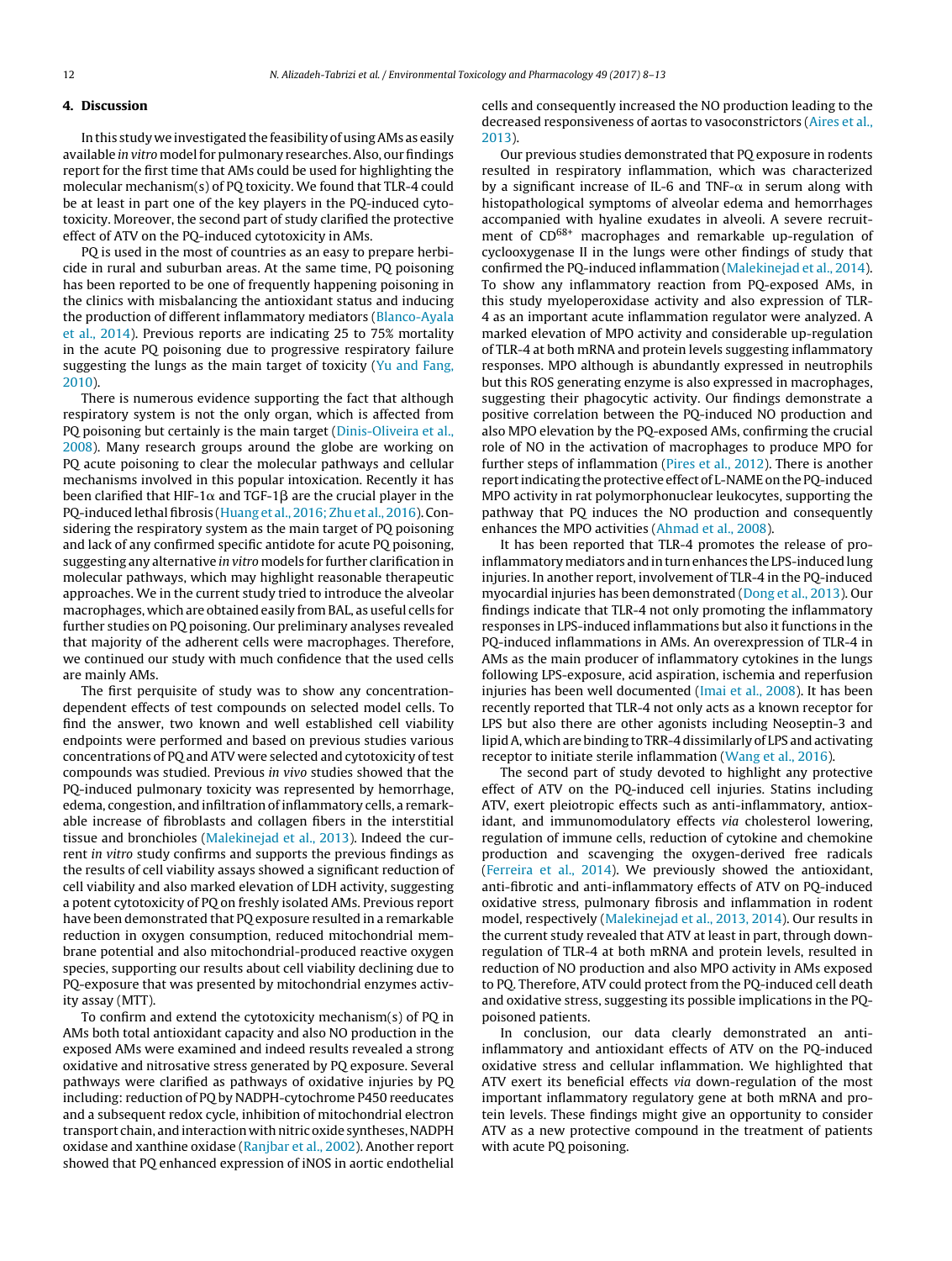## 4. Discussion

In this study we investigated the feasibility of using AMs as easily available *in vitro* model for pulmonary researches. Also, our findings report for the first time that AMs could be used for highlighting the molecular mechanism(s) of PQ toxicity. We found that TLR-4 could be at least in part one of the key players in the PQ-induced cytotoxicity. Moreover, the second part of study clarified the protective effect of ATV on the PQ-induced cytotoxicity in AMs.

PQ is used in the most of countries as an easy to prepare herbicide in rural and suburban areas. At the same time, PQ poisoning has been reported to be one of frequently happening poisoning in the clinics with misbalancing the antioxidant status and inducing the production of different inflammatory mediators (Blanco-Ayala et al., 2014). Previous reports are indicating 25 to 75% mortality in the acute PQ poisoning due to progressive respiratory failure suggesting the lungs as the main target of toxicity (Yu and Fang, 2010).

There is numerous evidence supporting the fact that although respiratory system is not the only organ, which is affected from PQ poisoning but certainly is the main target (Dinis-Oliveira et al., 2008). Many research groups around the globe are working on PQ acute poisoning to clear the molecular pathways and cellular mechanisms involved in this pulmonary intoxication. Recently it has been clarified that HIF-1$\alpha$ and TGF-1$\beta$ are the crucial player in the PQ-induced lethal fibrosis (Huang et al., 2016; Zhu et al., 2016). Considering the respiratory system as the main target of PQ poisoning and lack of any confirmed specific antidote for acute PQ poisoning, suggesting any alternative *in vitro* models for further clarification in molecular pathways, which may highlight reasonable therapeutic approaches. We in the current study tried to introduce the alveolar macrophages, which are obtained easily from BAL, as useful cells for further studies on PQ poisoning. Our preliminary analyses revealed that majority of the adherent cells were macrophages. Therefore, we continued our study with much confidence that the used cells are mainly AMs.

The first perquisite of study was to show any concentration-dependent effects of test compounds on selected model cells. To find the answer, two known and well established cell viability endpoints were performed and based on previous studies various concentrations of PQ and ATV were selected and cytotoxicity of test compounds was studied. Previous *in vivo* studies showed that the PQ-induced pulmonary toxicity was represented by hemorrhage, edema, congestion, and infiltration of inflammatory cells, a remarkable increase of fibroblasts and collagen fibers in the interstitial tissue and bronchioles (Malekinejad et al., 2013). Indeed the current *in vitro* study confirms and supports the previous findings as the results of cell viability assays showed a significant reduction of cell viability and also marked elevation of LDH activity, suggesting a potent cytotoxicity of PQ on freshly isolated AMs. Previous report have been demonstrated that PQ exposure resulted in a remarkable reduction in oxygen consumption, reduced mitochondrial membrane potential and also mitochondrial-produced reactive oxygen species, supporting our results about cell viability declining due to PQ-exposure that was presented by mitochondrial enzymes activity assay (MTT).

To confirm and extend the cytotoxicity mechanism(s) of PQ in AMs both total antioxidant capacity and also NO production in the exposed AMs were examined and indeed results revealed a strong oxidative and nitrosative stress generated by PQ exposure. Several pathways were clarified as pathways of oxidative injuries by PQ including: reduction of PQ by NADPH-cytochrome P450 reeducates and a subsequent redox cycle, inhibition of mitochondrial electron transport chain, and interaction with nitric oxide syntheses, NADPH oxidase and xanthine oxidase (Ranjbar et al., 2002). Another report showed that PQ enhanced expression of iNOS in aortic endothelial cells and consequently increased the NO production leading to the decreased responsiveness of aortas to vasoconstrictors (Aires et al., 2013).

Our previous studies demonstrated that PQ exposure in rodents resulted in respiratory inflammation, which was characterized by a significant increase of IL-6 and TNF-$\alpha$ in serum along with histopathological symptoms of alveolar edema and hemorrhages accompanied with hyaline exudates in alveoli. A severe recruitment of $CD^{68+}$ macrophages and remarkable up-regulation of cyclooxygenase II in the lungs were other findings of study that confirmed the PQ-induced inflammation (Malekinejad et al., 2014). To show any inflammatory reaction from PQ-exposed AMs, in this study myeloperoxidase activity and also expression of TLR-4 as an important acute inflammation regulator were analyzed. A marked elevation of MPO activity and considerable up-regulation of TLR-4 at both mRNA and protein levels suggesting inflammatory responses. MPO although is abundantly expressed in neutrophils but this ROS generating enzyme is also expressed in macrophages, suggesting their phagocytic activity. Our findings demonstrate a positive correlation between the PQ-induced NO production and also MPO elevation by the PQ-exposed AMs, confirming the crucial role of NO in the activation of macrophages to produce MPO for further steps of inflammation (Pires et al., 2012). There is another report indicating the protective effect of L-NAME on the PQ-induced MPO activity in rat polymorphonuclear leukocytes, supporting the pathway that PQ induces the NO production and consequently enhances the MPO activities (Ahmad et al., 2008).

It has been reported that TLR-4 promotes the release of pro-inflammatory mediators and in turn enhances the LPS-induced lung injuries. In another report, involvement of TLR-4 in the PQ-induced myocardial injuries has been demonstrated (Dong et al., 2013). Our findings indicate that TLR-4 not only promoting the inflammatory responses in LPS-induced inflammations but also it functions in the PQ-induced inflammations in AMs. An overexpression of TLR-4 in AMs as the main producer of inflammatory cytokines in the lungs following LPS-exposure, acid aspiration, ischemia and reperfusion injuries has been well documented (Imai et al., 2008). It has been recently reported that TLR-4 not only acts as a known receptor for LPS but also there are other agonists including Neoseptin-3 and lipid A, which are binding to TRR-4 dissimilarly of LPS and activating receptor to initiate sterile inflammation (Wang et al., 2016).

The second part of study devoted to highlight any protective effect of ATV on the PQ-induced cell injuries. Statins including ATV, exert pleiotropic effects such as anti-inflammatory, antioxidant, and immunomodulatory effects *via* cholesterol lowering, regulation of immune cells, reduction of cytokine and chemokine production and scavenging the oxygen-derived free radicals (Ferreira et al., 2014). We previously showed the antioxidant, anti-fibrotic and anti-inflammatory effects of ATV on PQ-induced oxidative stress, pulmonary fibrosis and inflammation in rodent model, respectively (Malekinejad et al., 2013, 2014). Our results in the current study revealed that ATV at least in part, through down-regulation of TLR-4 at both mRNA and protein levels, resulted in reduction of NO production and also MPO activity in AMs exposed to PQ. Therefore, ATV could protect from the PQ-induced cell death and oxidative stress, suggesting its possible implications in the PQ-poisoned patients.

In conclusion, our data clearly demonstrated an anti-inflammatory and antioxidant effects of ATV on the PQ-induced oxidative stress and cellular inflammation. We highlighted that ATV exert its beneficial effects *via* down-regulation of the most important inflammatory regulatory gene at both mRNA and protein levels. These findings might give an opportunity to consider ATV as a new protective compound in the treatment of patients with acute PQ poisoning.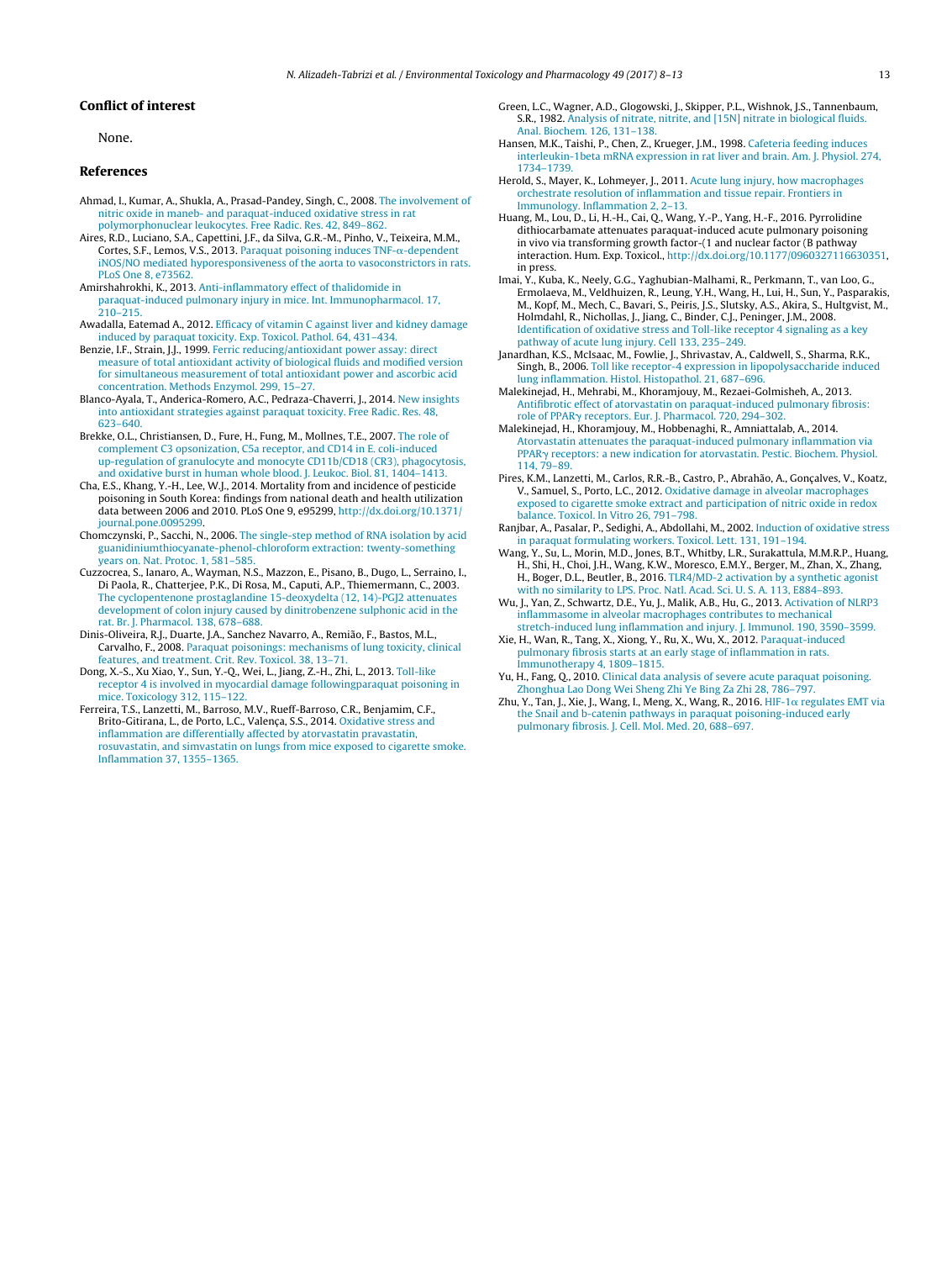## Conflict of interest

None.

## References

Ahmad, I., Kumar, A., Shukla, A., Prasad-Pandey, Singh, C., 2008. The involvement of nitric oxide in maneb- and paraquat-induced oxidative stress in rat polymorphonuclear leukocytes. Free Radic. Res. 42, 849–862.

Aires, R.D., Luciano, S.A., Capettini, J.F., da Silva, G.R.-M., Pinho, V., Teixeira, M.M., Cortes, S.F., Lemos, V.S., 2013. Paraquat poisoning induces TNF-α-dependent iNOS/NO mediated hyporesponsiveness of the aorta to vasoconstrictors in rats. PLoS One 8, e73562.

Amirshahrokhi, K., 2013. Anti-inflammatory effect of thalidomide in paraquat-induced pulmonary injury in mice. Int. Immunopharmacol. 17, 210–215.

Awadalla, Eatemad A., 2012. Efficacy of vitamin C against liver and kidney damage induced by paraquat toxicity. Exp. Toxicol. Pathol. 64, 431–434.

Benzie, I.F., Strain, J.J., 1999. Ferric reducing/antioxidant power assay: direct measure of total antioxidant activity of biological fluids and modified version for simultaneous measurement of total antioxidant power and ascorbic acid concentration. Methods Enzymol. 299, 15–27.

Blanco-Ayala, T., Anderica-Romero, A.C., Pedraza-Chaverri, J., 2014. New insights into antioxidant strategies against paraquat toxicity. Free Radic. Res. 48, 623–640.

Brekke, O.L., Christiansen, D., Fure, H., Fung, M., Mollnes, T.E., 2007. The role of complement C3 opsonization, C5a receptor, and CD14 in E. coli-induced up-regulation of granulocyte and monocyte CD11b/CD18 (CR3), phagocytosis, and oxidative burst in human whole blood. J. Leukoc. Biol. 81, 1404–1413.

Cha, E.S., Khang, Y.-H., Lee, W.J., 2014. Mortality from and incidence of pesticide poisoning in South Korea: findings from national death and health utilization data between 2006 and 2010. PLoS One 9, e95299, http://dx.doi.org/10.1371/journal.pone.0095299.

Chomczynski, P., Sacchi, N., 2006. The single-step method of RNA isolation by acid guanidiniumthiocyanate-phenol-chloroform extraction: twenty-something years on. Nat. Protoc. 1, 581–585.

Cuzzocrea, S., Ianaro, A., Wayman, N.S., Mazzon, E., Pisano, B., Dugo, L., Serraino, I., Di Paola, R., Chatterjee, P.K., Di Rosa, M., Caputi, A.P., Thiemermann, C., 2003. The cyclopentenone prostaglandine 15-deoxydelta (12, 14)-PGJ2 attenuates development of colon injury caused by dinitrobenzene sulphonic acid in the rat. Br. J. Pharmacol. 138, 678–688.

Dinis-Oliveira, R.J., Duarte, J.A., Sanchez Navarro, A., Remião, F., Bastos, M.L., Carvalho, F., 2008. Paraquat poisonings: mechanisms of lung toxicity, clinical features, and treatment. Crit. Rev. Toxicol. 38, 13–71.

Dong, X.-S., Xu Xiao, Y., Sun, Y.-Q., Wei, L., Jiang, Z.-H., Zhi, L., 2013. Toll-like receptor 4 is involved in myocardial damage followingparaquat poisoning in mice. Toxicology 312, 115–122.

Ferreira, T.S., Lanzetti, M., Barroso, M.V., Rueff-Barroso, C.R., Benjamim, C.F., Brito-Gitirana, L., de Porto, L.C., Valença, S.S., 2014. Oxidative stress and inflammation are differentially affected by atorvastatin pravastatin, rosuvastatin, and simvastatin on lungs from mice exposed to cigarette smoke. Inflammation 37, 1355–1365.

Green, L.C., Wagner, A.D., Glogowski, J., Skipper, P.L., Wishnok, J.S., Tannenbaum, S.R., 1982. Analysis of nitrate, nitrite, and [15N] nitrate in biological fluids. Anal. Biochem. 126, 131–138.

Hansen, M.K., Taishi, P., Chen, Z., Krueger, J.M., 1998. Cafeteria feeding induces interleukin-1beta mRNA expression in rat liver and brain. Am. J. Physiol. 274, 1734–1739.

Herold, S., Mayer, K., Lohmeyer, J., 2011. Acute lung injury, how macrophages orchestrate resolution of inflammation and tissue repair. Frontiers in Immunology. Inflammation 2, 2–13.

Huang, M., Lou, D., Li, H.-H., Cai, Q., Wang, Y.-P., Yang, H.-F., 2016. Pyrrolidine dithiocarbamate attenuates paraquat-induced acute pulmonary poisoning in vivo via transforming growth factor-(1 and nuclear factor (B pathway interaction. Hum. Exp. Toxicol., http://dx.doi.org/10.1177/0960327116630351, in press.

Imai, Y., Kuba, K., Neely, G.G., Yaghubian-Malhami, R., Perkmann, T., van Loo, G., Ermolaeva, M., Veldhuizen, R., Leung, Y.H., Wang, H., Lui, H., Sun, Y., Pasparakis, M., Kopf, M., Mech, C., Bavari, S., Peiris, J.S., Slutsky, A.S., Akira, S., Hultgvist, M., Holmdahl, R., Nichollas, J., Jiang, C., Binder, C.J., Peninger, J.M., 2008. Identification of oxidative stress and Toll-like receptor 4 signaling as a key pathway of acute lung injury. Cell 133, 235–249.

Janardhan, K.S., McIsaac, M., Fowlie, J., Shrivastav, A., Caldwell, S., Sharma, R.K., Singh, B., 2006. Toll like receptor-4 expression in lipopolysaccharide induced lung inflammation. Histol. Histopathol. 21, 687–696.

Malekinejad, H., Mehrabi, M., Khoramjouy, M., Rezaei-Golmisheh, A., 2013. Antifibrotic effect of atorvastatin on paraquat-induced pulmonary fibrosis: role of PPARγ receptors. Eur. J. Pharmacol. 720, 294–302.

Malekinejad, H., Khoramjouy, M., Hobbenaghi, R., Amniattalab, A., 2014. Atorvastatin attenuates the paraquat-induced pulmonary inflammation via PPARγ receptors: a new indication for atorvastatin. Pestic. Biochem. Physiol. 114, 79–89.

Pires, K.M., Lanzetti, M., Carlos, R.R.-B., Castro, P., Abrahão, A., Gonçalves, V., Koatz, V., Samuel, S., Porto, L.C., 2012. Oxidative damage in alveolar macrophages exposed to cigarette smoke extract and participation of nitric oxide in redox balance. Toxicol. In Vitro 26, 791–798.

Ranjbar, A., Pasalar, P., Sedighi, A., Abdollahi, M., 2002. Induction of oxidative stress in paraquat formulating workers. Toxicol. Lett. 131, 191–194.

Wang, Y., Su, L., Morin, M.D., Jones, B.T., Whitby, L.R., Surakattula, M.M.R.P., Huang, H., Shi, H., Choi, J.H., Wang, K.W., Moresco, E.M.Y., Berger, M., Zhan, X., Zhang, H., Boger, D.L., Beutler, B., 2016. TLR4/MD-2 activation by a synthetic agonist with no similarity to LPS. Proc. Natl. Acad. Sci. U. S. A. 113, E884–893.

Wu, J., Yan, Z., Schwartz, D.E., Yu, J., Malik, A.B., Hu, G., 2013. Activation of NLRP3 inflammasome in alveolar macrophages contributes to mechanical stretch-induced lung inflammation and injury. J. Immunol. 190, 3590–3599.

Xie, H., Wan, R., Tang, X., Xiong, Y., Ru, X., Wu, X., 2012. Paraquat-induced pulmonary fibrosis starts at an early stage of inflammation in rats. Immunotherapy 4, 1809–1815.

Yu, H., Fang, Q., 2010. Clinical data analysis of severe acute paraquat poisoning. Zhonghua Lao Dong Wei Sheng Zhi Ye Bing Za Zhi 28, 786–797.

Zhu, Y., Tan, J., Xie, J., Wang, I., Meng, X., Wang, R., 2016. HIF-1α regulates EMT via the Snail and b-catenin pathways in paraquat poisoning-induced early pulmonary fibrosis. J. Cell. Mol. Med. 20, 688–697.